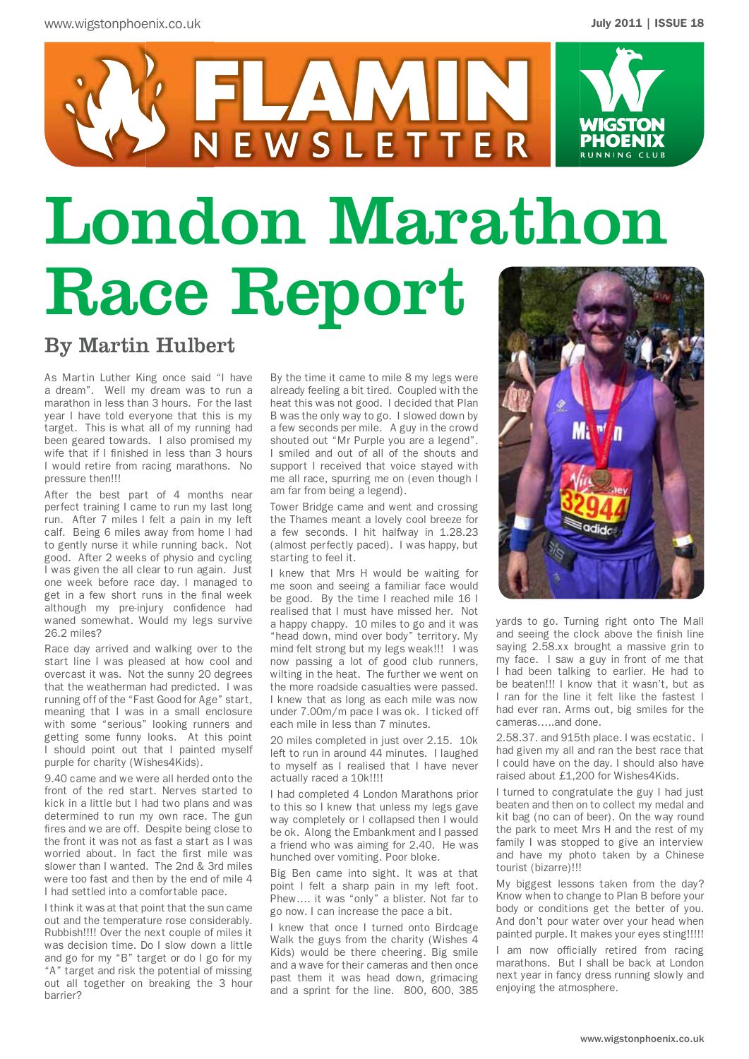# London Marathon Race Report

## By Martin Hulbert

As Martin Luther King once said "I have a dream". Well my dream was to run a marathon in less than 3 hours. For the last year I have told everyone that this is my target. This is what all of my running had been geared towards. I also promised my wife that if I finished in less than 3 hours I would retire from racing marathons. No pressure then!!!

After the best part of 4 months near perfect training I came to run my last long run. After 7 miles I felt a pain in my left calf. Being 6 miles away from home I had to gently nurse it while running back. Not good. After 2 weeks of physio and cycling I was given the all clear to run again. Just one week before race day. I managed to get in a few short runs in the final week although my pre-injury confidence had waned somewhat. Would my legs survive 26.2 miles?

Race day arrived and walking over to the start line I was pleased at how cool and overcast it was. Not the sunny 20 degrees that the weatherman had predicted. I was running off of the "Fast Good for Age" start, meaning that I was in a small enclosure with some "serious" looking runners and getting some funny looks. At this point I should point out that I painted myself purple for charity (Wishes4Kids).

9.40 came and we were all herded onto the front of the red start. Nerves started to kick in a little but I had two plans and was determined to run my own race. The gun fires and we are off. Despite being close to the front it was not as fast a start as I was worried about. In fact the first mile was slower than I wanted. The 2nd & 3rd miles were too fast and then by the end of mile 4 I had settled into a comfortable pace.

I think it was at that point that the sun came out and the temperature rose considerably. Rubbish!!!! Over the next couple of miles it was decision time. Do I slow down a little and go for my "B" target or do I go for my "A" target and risk the potential of missing out all together on breaking the 3 hour barrier?

By the time it came to mile 8 my legs were already feeling a bit tired. Coupled with the heat this was not good. I decided that Plan B was the only way to go. I slowed down by a few seconds per mile. A guy in the crowd shouted out "Mr Purple you are a legend". I smiled and out of all of the shouts and support I received that voice stayed with me all race, spurring me on (even though I am far from being a legend).

Tower Bridge came and went and crossing the Thames meant a lovely cool breeze for a few seconds. I hit halfway in 1.28.23 (almost perfectly paced). I was happy, but starting to feel it.

I knew that Mrs H would be waiting for me soon and seeing a familiar face would be good. By the time I reached mile 16 I realised that I must have missed her. Not a happy chappy. 10 miles to go and it was "head down, mind over body" territory. My mind felt strong but my legs weak!!! I was now passing a lot of good club runners, wilting in the heat. The further we went on the more roadside casualties were passed. I knew that as long as each mile was now under 7.00m/m pace I was ok. I ticked off each mile in less than 7 minutes.

20 miles completed in just over 2.15. 10k left to run in around 44 minutes. I laughed to myself as I realised that I have never actually raced a 10k!!!!

I had completed 4 London Marathons prior to this so I knew that unless my legs gave way completely or I collapsed then I would be ok. Along the Embankment and I passed a friend who was aiming for 2.40. He was hunched over vomiting. Poor bloke.

Big Ben came into sight. It was at that point I felt a sharp pain in my left foot. Phew.... it was "only" a blister. Not far to go now. I can increase the pace a bit.

I knew that once I turned onto Birdcage Walk the guys from the charity (Wishes 4 Kids) would be there cheering. Big smile and a wave for their cameras and then once past them it was head down, grimacing and a sprint for the line. 800, 600, 385 yards to go. Turning right onto The Mall and seeing the clock above the finish line saying 2.58.xx brought a massive grin to my face. I saw a guy in front of me that I had been talking to earlier. He had to be beaten!!! I know that it wasn't, but as I ran for the line it felt like the fastest I had ever ran. Arms out, big smiles for the cameras.....and done.

2.58.37. and 915th place. I was ecstatic. I had given my all and ran the best race that I could have on the day. I should also have raised about £1,200 for Wishes4Kids.

I turned to congratulate the guy I had just beaten and then on to collect my medal and kit bag (no can of beer). On the way round the park to meet Mrs H and the rest of my family I was stopped to give an interview and have my photo taken by a Chinese tourist (bizarre)!!!

My biggest lessons taken from the day? Know when to change to Plan B before your body or conditions get the better of you. And don't pour water over your head when painted purple. It makes your eyes sting!!!!!

I am now officially retired from racing marathons. But I shall be back at London next year in fancy dress running slowly and enjoying the atmosphere.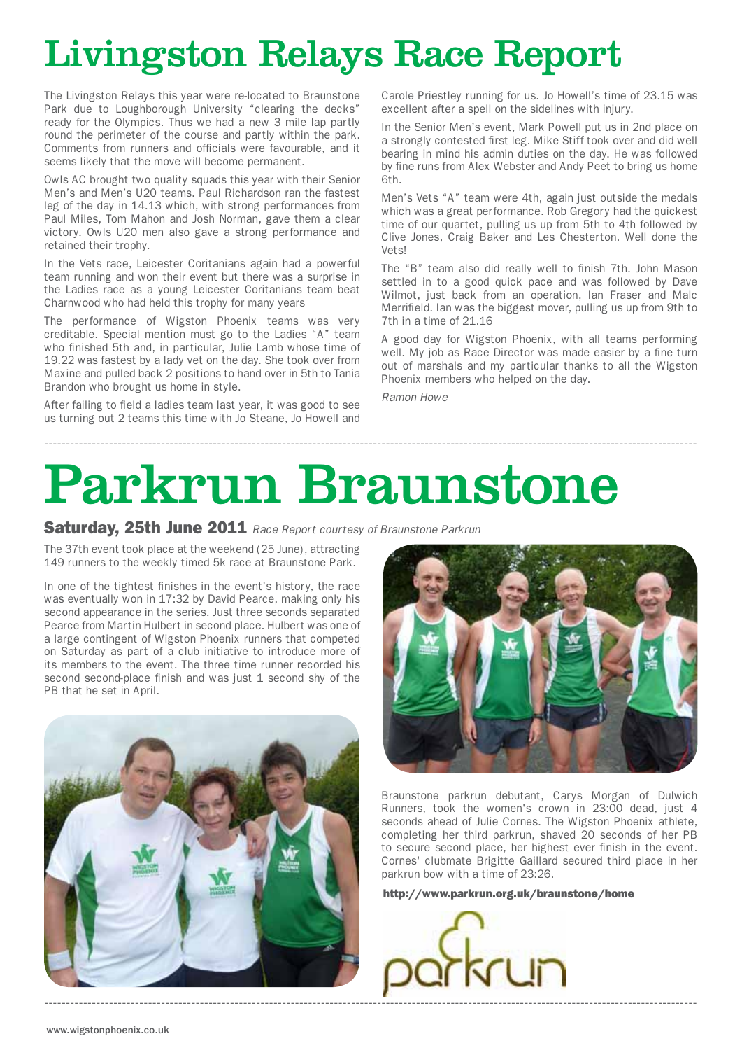# Livingston Relays Race Report

The Livingston Relays this year were re-located to Braunstone Park due to Loughborough University "clearing the decks" ready for the Olympics. Thus we had a new 3 mile lap partly round the perimeter of the course and partly within the park. Comments from runners and officials were favourable, and it seems likely that the move will become permanent.

Owls AC brought two quality squads this year with their Senior Men's and Men's U20 teams. Paul Richardson ran the fastest leg of the day in 14.13 which, with strong performances from Paul Miles, Tom Mahon and Josh Norman, gave them a clear victory. Owls U20 men also gave a strong performance and retained their trophy.

In the Vets race, Leicester Coritanians again had a powerful team running and won their event but there was a surprise in the Ladies race as a young Leicester Coritanians team beat Charnwood who had held this trophy for many years

The performance of Wigston Phoenix teams was very creditable. Special mention must go to the Ladies "A" team who finished 5th and, in particular, Julie Lamb whose time of 19.22 was fastest by a lady vet on the day. She took over from Maxine and pulled back 2 positions to hand over in 5th to Tania Brandon who brought us home in style.

After failing to field a ladies team last year, it was good to see us turning out 2 teams this time with Jo Steane, Jo Howell and Carole Priestley running for us. Jo Howell's time of 23.15 was excellent after a spell on the sidelines with injury.

In the Senior Men's event, Mark Powell put us in 2nd place on a strongly contested first leg. Mike Stiff took over and did well bearing in mind his admin duties on the day. He was followed by fine runs from Alex Webster and Andy Peet to bring us home 6th.

Men's Vets "A" team were 4th, again just outside the medals which was a great performance. Rob Gregory had the quickest time of our quartet, pulling us up from 5th to 4th followed by Clive Jones, Craig Baker and Les Chesterton. Well done the Vets!

The "B" team also did really well to finish 7th. John Mason settled in to a good quick pace and was followed by Dave Wilmot, just back from an operation, Ian Fraser and Malc Merrifield. Ian was the biggest mover, pulling us up from 9th to 7th in a time of 21.16

A good day for Wigston Phoenix, with all teams performing well. My job as Race Director was made easier by a fine turn out of marshals and my particular thanks to all the Wigston Phoenix members who helped on the day.

*Ramon Howe*

---

# Parkrun Braunstone

**Saturday, 25th June 2011** *Race Report courtesy of Braunstone Parkrun*

The 37th event took place at the weekend (25 June), attracting 149 runners to the weekly timed 5k race at Braunstone Park.

In one of the tightest finishes in the event's history, the race was eventually won in 17:32 by David Pearce, making only his second appearance in the series. Just three seconds separated Pearce from Martin Hulbert in second place. Hulbert was one of a large contingent of Wigston Phoenix runners that competed on Saturday as part of a club initiative to introduce more of its members to the event. The three time runner recorded his second second-place finish and was just 1 second shy of the PB that he set in April.

Braunstone parkrun debutant, Carys Morgan of Dulwich Runners, took the women's crown in 23:00 dead, just 4 seconds ahead of Julie Cornes. The Wigston Phoenix athlete, completing her third parkrun, shaved 20 seconds of her PB to secure second place, her highest ever finish in the event. Cornes' clubmate Brigitte Gaillard secured third place in her parkrun bow with a time of 23:26.

**http://www.parkrun.org.uk/braunstone/home**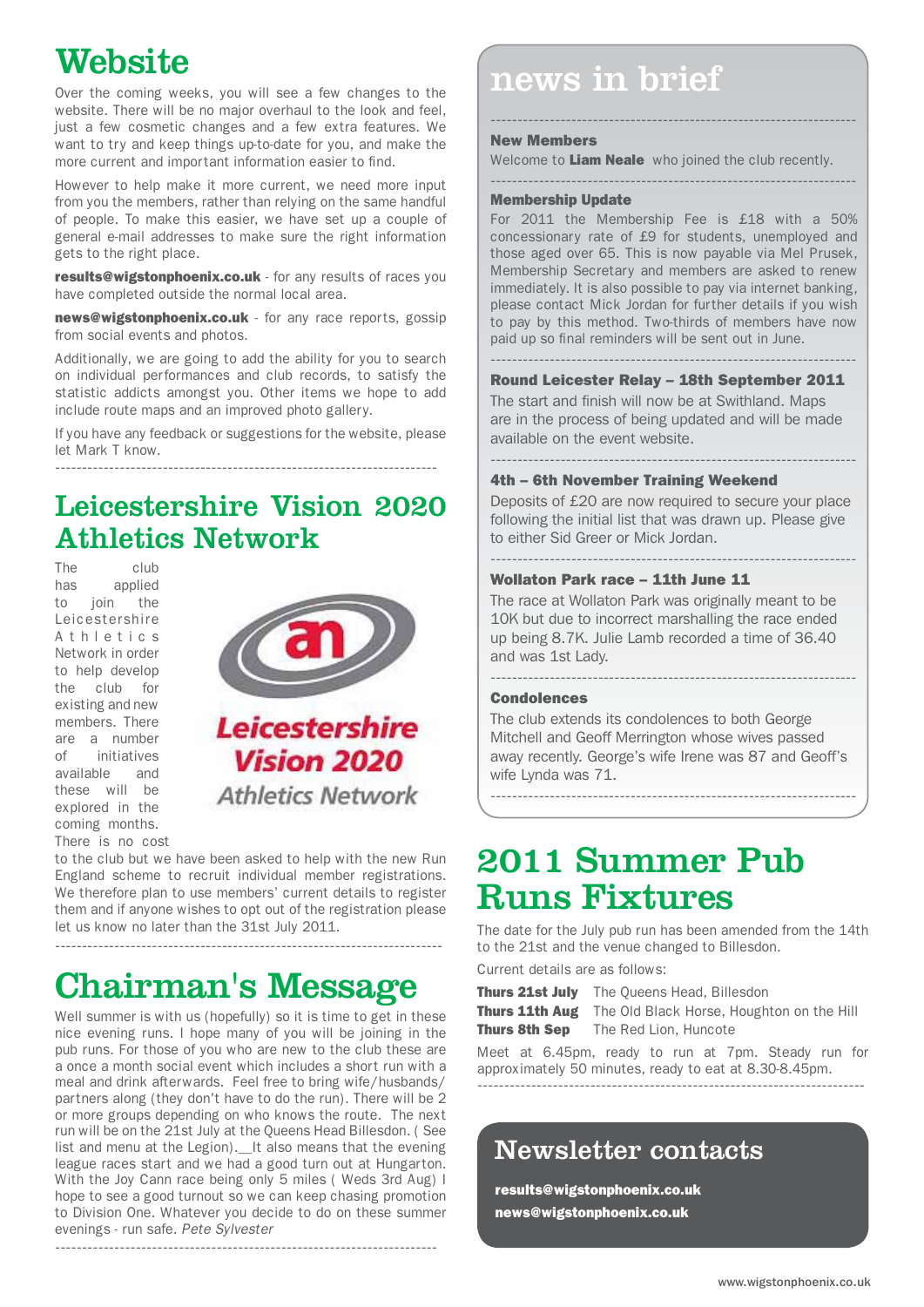# Website

Over the coming weeks, you will see a few changes to the website. There will be no major overhaul to the look and feel, just a few cosmetic changes and a few extra features. We want to try and keep things up-to-date for you, and make the more current and important information easier to find.

However to help make it more current, we need more input from you the members, rather than relying on the same handful of people. To make this easier, we have set up a couple of general e-mail addresses to make sure the right information gets to the right place.

**results@wigstonphoenix.co.uk** - for any results of races you have completed outside the normal local area.

**news@wigstonphoenix.co.uk** - for any race reports, gossip from social events and photos.

Additionally, we are going to add the ability for you to search on individual performances and club records, to satisfy the statistic addicts amongst you. Other items we hope to add include route maps and an improved photo gallery.

If you have any feedback or suggestions for the website, please let Mark T know.

# Leicestershire Vision 2020 Athletics Network

The club has applied to join the Leicestershire Athletics Network in order to help develop the club for existing and new members. There are a number of initiatives available and these will be explored in the coming months. There is no cost to the club but we have been asked to help with the new Run England scheme to recruit individual member registrations. We therefore plan to use members' current details to register them and if anyone wishes to opt out of the registration please let us know no later than the 31st July 2011.

# Chairman's Message

Well summer is with us (hopefully) so it is time to get in these nice evening runs. I hope many of you will be joining in the pub runs. For those of you who are new to the club these are a once a month social event which includes a short run with a meal and drink afterwards. Feel free to bring wife/husbands/partners along (they don't have to do the run). There will be 2 or more groups depending on who knows the route. The next run will be on the 21st July at the Queens Head Billesdon. ( See list and menu at the Legion). It also means that the evening league races start and we had a good turn out at Hungarton. With the Joy Cann race being only 5 miles ( Weds 3rd Aug) I hope to see a good turnout so we can keep chasing promotion to Division One. Whatever you decide to do on these summer evenings - run safe. *Pete Sylvester*

# news in brief

### New Members

Welcome to **Liam Neale** who joined the club recently.

### Membership Update

For 2011 the Membership Fee is £18 with a 50% concessionary rate of £9 for students, unemployed and those aged over 65. This is now payable via Mel Prusek, Membership Secretary and members are asked to renew immediately. It is also possible to pay via internet banking, please contact Mick Jordan for further details if you wish to pay by this method. Two-thirds of members have now paid up so final reminders will be sent out in June.

### Round Leicester Relay – 18th September 2011

The start and finish will now be at Swithland. Maps are in the process of being updated and will be made available on the event website.

### 4th – 6th November Training Weekend

Deposits of £20 are now required to secure your place following the initial list that was drawn up. Please give to either Sid Greer or Mick Jordan.

### Wollaton Park race – 11th June 11

The race at Wollaton Park was originally meant to be 10K but due to incorrect marshalling the race ended up being 8.7K. Julie Lamb recorded a time of 36.40 and was 1st Lady.

### Condolences

The club extends its condolences to both George Mitchell and Geoff Merrington whose wives passed away recently. George's wife Irene was 87 and Geoff's wife Lynda was 71.

# 2011 Summer Pub Runs Fixtures

The date for the July pub run has been amended from the 14th to the 21st and the venue changed to Billesdon.

Current details are as follows:

**Thurs 21st July** The Queens Head, Billesdon
**Thurs 11th Aug** The Old Black Horse, Houghton on the Hill
**Thurs 8th Sep** The Red Lion, Huncote

Meet at 6.45pm, ready to run at 7pm. Steady run for approximately 50 minutes, ready to eat at 8.30-8.45pm.

## Newsletter contacts

**results@wigstonphoenix.co.uk**
**news@wigstonphoenix.co.uk**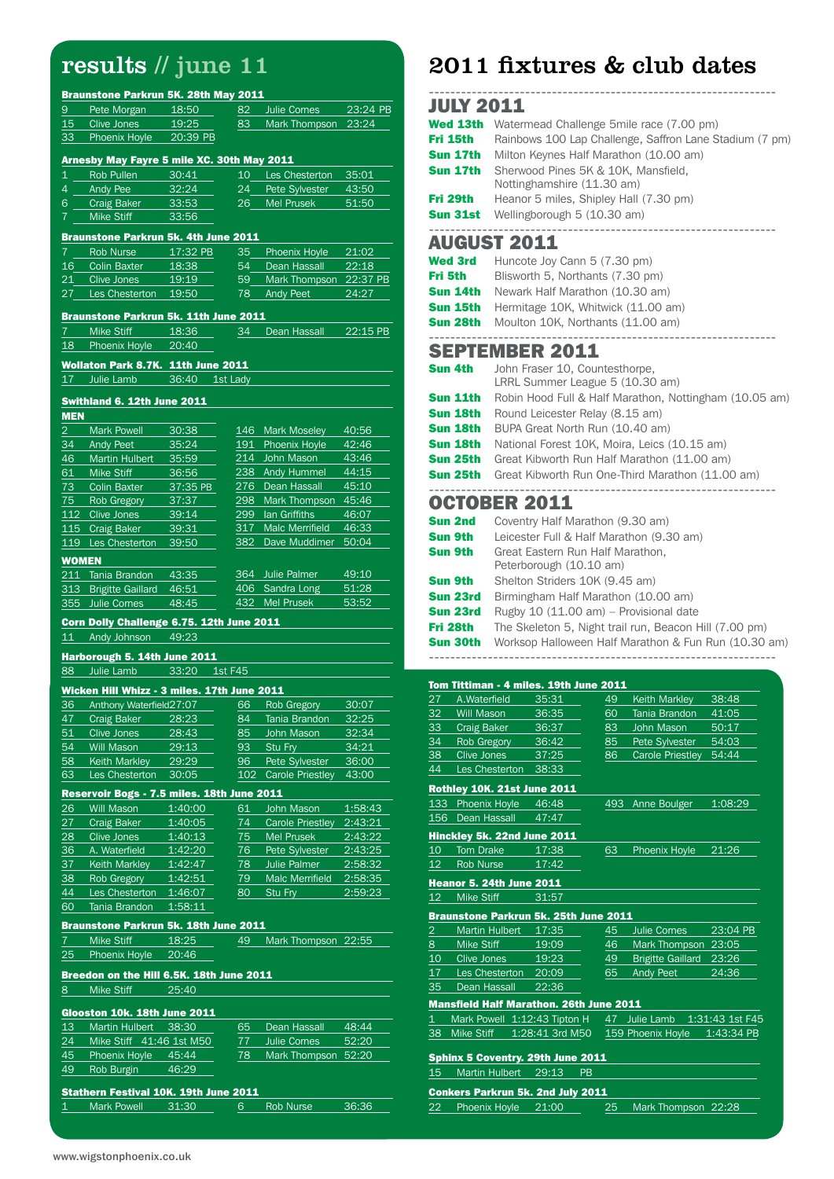# results // june 11

### Braunstone Parkrun 5K. 28th May 2011

| | | | | | |
|---|---|---|---|---|---|
| 9 | Pete Morgan | 18:50 | 82 | Julie Cornes | 23:24 PB |
| 15 | Clive Jones | 19:25 | 83 | Mark Thompson | 23:24 |
| 33 | Phoenix Hoyle | 20:39 PB | | | |

### Arnesby May Fayre 5 mile XC. 30th May 2011

| | | | | | |
|---|---|---|---|---|---|
| 1 | Rob Pullen | 30:41 | 10 | Les Chesterton | 35:01 |
| 4 | Andy Pee | 32:24 | 24 | Pete Sylvester | 43:50 |
| 6 | Craig Baker | 33:53 | 26 | Mel Prusek | 51:50 |
| 7 | Mike Stiff | 33:56 | | | |

### Braunstone Parkrun 5k. 4th June 2011

| | | | | | |
|---|---|---|---|---|---|
| 7 | Rob Nurse | 17:32 PB | 35 | Phoenix Hoyle | 21:02 |
| 16 | Colin Baxter | 18:38 | 54 | Dean Hassall | 22:18 |
| 21 | Clive Jones | 19:19 | 59 | Mark Thompson | 22:37 PB |
| 27 | Les Chesterton | 19:50 | 78 | Andy Peet | 24:27 |

### Braunstone Parkrun 5k. 11th June 2011

| | | | | | |
|---|---|---|---|---|---|
| 7 | Mike Stiff | 18:36 | 34 | Dean Hassall | 22:15 PB |
| 18 | Phoenix Hoyle | 20:40 | | | |

### Wollaton Park 8.7K. 11th June 2011

| | | | |
|---|---|---|---|
| 17 | Julie Lamb | 36:40 | 1st Lady |

### Swithland 6. 12th June 2011

**MEN**

| | | | | | |
|---|---|---|---|---|---|
| 2 | Mark Powell | 30:38 | 146 | Mark Moseley | 40:56 |
| 34 | Andy Peet | 35:24 | 191 | Phoenix Hoyle | 42:46 |
| 46 | Martin Hulbert | 35:59 | 214 | John Mason | 43:46 |
| 61 | Mike Stiff | 36:56 | 238 | Andy Hummel | 44:15 |
| 73 | Colin Baxter | 37:35 PB | 276 | Dean Hassall | 45:10 |
| 75 | Rob Gregory | 37:37 | 298 | Mark Thompson | 45:46 |
| 112 | Clive Jones | 39:14 | 299 | Ian Griffiths | 46:07 |
| 115 | Craig Baker | 39:31 | 317 | Malc Merrifield | 46:33 |
| 119 | Les Chesterton | 39:50 | 382 | Dave Muddimer | 50:04 |

**WOMEN**

| | | | | | |
|---|---|---|---|---|---|
| 211 | Tania Brandon | 43:35 | 364 | Julie Palmer | 49:10 |
| 313 | Brigitte Gaillard | 46:51 | 406 | Sandra Long | 51:28 |
| 355 | Julie Cornes | 48:45 | 432 | Mel Prusek | 53:52 |

### Corn Dolly Challenge 6.75. 12th June 2011

| | | |
|---|---|---|
| 11 | Andy Johnson | 49:23 |

### Harborough 5. 14th June 2011

| | | | |
|---|---|---|---|
| 88 | Julie Lamb | 33:20 | 1st F45 |

### Wicken Hill Whizz - 3 miles. 17th June 2011

| | | | | | |
|---|---|---|---|---|---|
| 36 | Anthony Waterfield | 27:07 | 66 | Rob Gregory | 30:07 |
| 47 | Craig Baker | 28:23 | 84 | Tania Brandon | 32:25 |
| 51 | Clive Jones | 28:43 | 85 | John Mason | 32:34 |
| 54 | Will Mason | 29:13 | 93 | Stu Fry | 34:21 |
| 58 | Keith Markley | 29:29 | 96 | Pete Sylvester | 36:00 |
| 63 | Les Chesterton | 30:05 | 102 | Carole Priestley | 43:00 |

### Reservoir Bogs - 7.5 miles. 18th June 2011

| | | | | | |
|---|---|---|---|---|---|
| 26 | Will Mason | 1:40:00 | 61 | John Mason | 1:58:43 |
| 27 | Craig Baker | 1:40:05 | 74 | Carole Priestley | 2:43:21 |
| 28 | Clive Jones | 1:40:13 | 75 | Mel Prusek | 2:43:22 |
| 36 | A. Waterfield | 1:42:20 | 76 | Pete Sylvester | 2:43:25 |
| 37 | Keith Markley | 1:42:47 | 78 | Julie Palmer | 2:58:32 |
| 38 | Rob Gregory | 1:42:51 | 79 | Malc Merrifield | 2:58:35 |
| 44 | Les Chesterton | 1:46:07 | 80 | Stu Fry | 2:59:23 |
| 60 | Tania Brandon | 1:58:11 | | | |

### Braunstone Parkrun 5k. 18th June 2011

| | | | | | |
|---|---|---|---|---|---|
| 7 | Mike Stiff | 18:25 | 49 | Mark Thompson | 22:55 |
| 25 | Phoenix Hoyle | 20:46 | | | |

### Breedon on the Hill 6.5K. 18th June 2011

| | | |
|---|---|---|
| 8 | Mike Stiff | 25:40 |

### Glooston 10k. 18th June 2011

| | | | | | |
|---|---|---|---|---|---|
| 13 | Martin Hulbert | 38:30 | 65 | Dean Hassall | 48:44 |
| 24 | Mike Stiff | 41:46 1st M50 | 77 | Julie Cornes | 52:20 |
| 45 | Phoenix Hoyle | 45:44 | 78 | Mark Thompson | 52:20 |
| 49 | Rob Burgin | 46:29 | | | |

### Stathern Festival 10K. 19th June 2011

| | | | | | |
|---|---|---|---|---|---|
| 1 | Mark Powell | 31:30 | 6 | Rob Nurse | 36:36 |

### Tom Tittiman - 4 miles. 19th June 2011

| | | | | | |
|---|---|---|---|---|---|
| 27 | A.Waterfield | 35:31 | 49 | Keith Markley | 38:48 |
| 32 | Will Mason | 36:35 | 60 | Tania Brandon | 41:05 |
| 33 | Craig Baker | 36:37 | 83 | John Mason | 50:17 |
| 34 | Rob Gregory | 36:42 | 85 | Pete Sylvester | 54:03 |
| 38 | Clive Jones | 37:25 | 86 | Carole Priestley | 54:44 |
| 44 | Les Chesterton | 38:33 | | | |

### Rothley 10K. 21st June 2011

| | | | | | |
|---|---|---|---|---|---|
| 133 | Phoenix Hoyle | 46:48 | 493 | Anne Boulger | 1:08:29 |
| 156 | Dean Hassall | 47:47 | | | |

### Hinckley 5k. 22nd June 2011

| | | | | | |
|---|---|---|---|---|---|
| 10 | Tom Drake | 17:38 | 63 | Phoenix Hoyle | 21:26 |
| 12 | Rob Nurse | 17:42 | | | |

### Heanor 5. 24th June 2011

| | | |
|---|---|---|
| 12 | Mike Stiff | 31:57 |

### Braunstone Parkrun 5k. 25th June 2011

| | | | | | |
|---|---|---|---|---|---|
| 2 | Martin Hulbert | 17:35 | 45 | Julie Cornes | 23:04 PB |
| 8 | Mike Stiff | 19:09 | 46 | Mark Thompson | 23:05 |
| 10 | Clive Jones | 19:23 | 49 | Brigitte Gaillard | 23:26 |
| 17 | Les Chesterton | 20:09 | 65 | Andy Peet | 24:36 |
| 35 | Dean Hassall | 22:36 | | | |

### Mansfield Half Marathon. 26th June 2011

| | | | | | |
|---|---|---|---|---|---|
| 1 | Mark Powell | 1:12:43 Tipton H | 47 | Julie Lamb | 1:31:43 1st F45 |
| 38 | Mike Stiff | 1:28:41 3rd M50 | 159 | Phoenix Hoyle | 1:43:34 PB |

### Sphinx 5 Coventry. 29th June 2011

| | | | |
|---|---|---|---|
| 15 | Martin Hulbert | 29:13 | PB |

### Conkers Parkrun 5k. 2nd July 2011

| | | | | | |
|---|---|---|---|---|---|
| 22 | Phoenix Hoyle | 21:00 | 25 | Mark Thompson | 22:28 |

# 2011 fixtures & club dates

## JULY 2011

- **Wed 13th** Watermead Challenge 5mile race (7.00 pm)
- **Fri 15th** Rainbows 100 Lap Challenge, Saffron Lane Stadium (7 pm)
- **Sun 17th** Milton Keynes Half Marathon (10.00 am)
- **Sun 17th** Sherwood Pines 5K & 10K, Mansfield, Nottinghamshire (11.30 am)
- **Fri 29th** Heanor 5 miles, Shipley Hall (7.30 pm)
- **Sun 31st** Wellingborough 5 (10.30 am)

## AUGUST 2011

- **Wed 3rd** Huncote Joy Cann 5 (7.30 pm)
- **Fri 5th** Blisworth 5, Northants (7.30 pm)
- **Sun 14th** Newark Half Marathon (10.30 am)
- **Sun 15th** Hermitage 10K, Whitwick (11.00 am)
- **Sun 28th** Moulton 10K, Northants (11.00 am)

## SEPTEMBER 2011

- **Sun 4th** John Fraser 10, Countesthorpe, LRRL Summer League 5 (10.30 am)
- **Sun 11th** Robin Hood Full & Half Marathon, Nottingham (10.05 am)
- **Sun 18th** Round Leicester Relay (8.15 am)
- **Sun 18th** BUPA Great North Run (10.40 am)
- **Sun 18th** National Forest 10K, Moira, Leics (10.15 am)
- **Sun 25th** Great Kibworth Run Half Marathon (11.00 am)
- **Sun 25th** Great Kibworth Run One-Third Marathon (11.00 am)

## OCTOBER 2011

- **Sun 2nd** Coventry Half Marathon (9.30 am)
- **Sun 9th** Leicester Full & Half Marathon (9.30 am)
- **Sun 9th** Great Eastern Run Half Marathon, Peterborough (10.10 am)
- **Sun 9th** Shelton Striders 10K (9.45 am)
- **Sun 23rd** Birmingham Half Marathon (10.00 am)
- **Sun 23rd** Rugby 10 (11.00 am) – Provisional date
- **Fri 28th** The Skeleton 5, Night trail run, Beacon Hill (7.00 pm)
- **Sun 30th** Worksop Halloween Half Marathon & Fun Run (10.30 am)

www.wigstonphoenix.co.uk